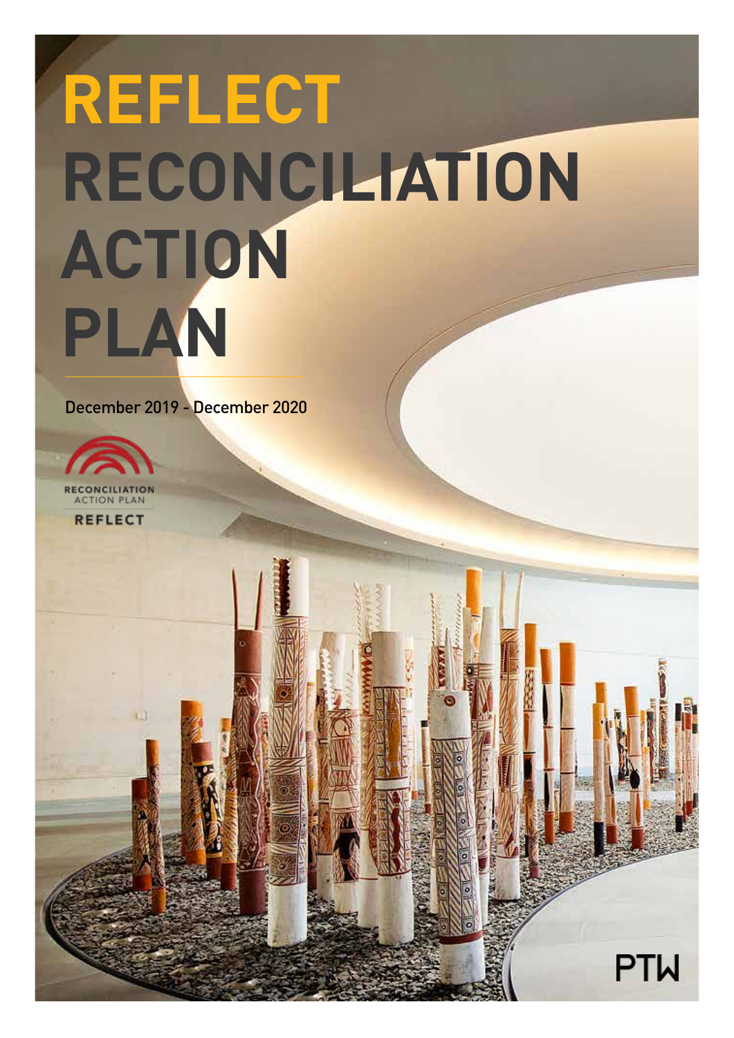# REFLECT RECONCILIATION ACTION PLAN

December 2019 - December 2020

RECONCILIATION ACTION PLAN

REFLECT

PTW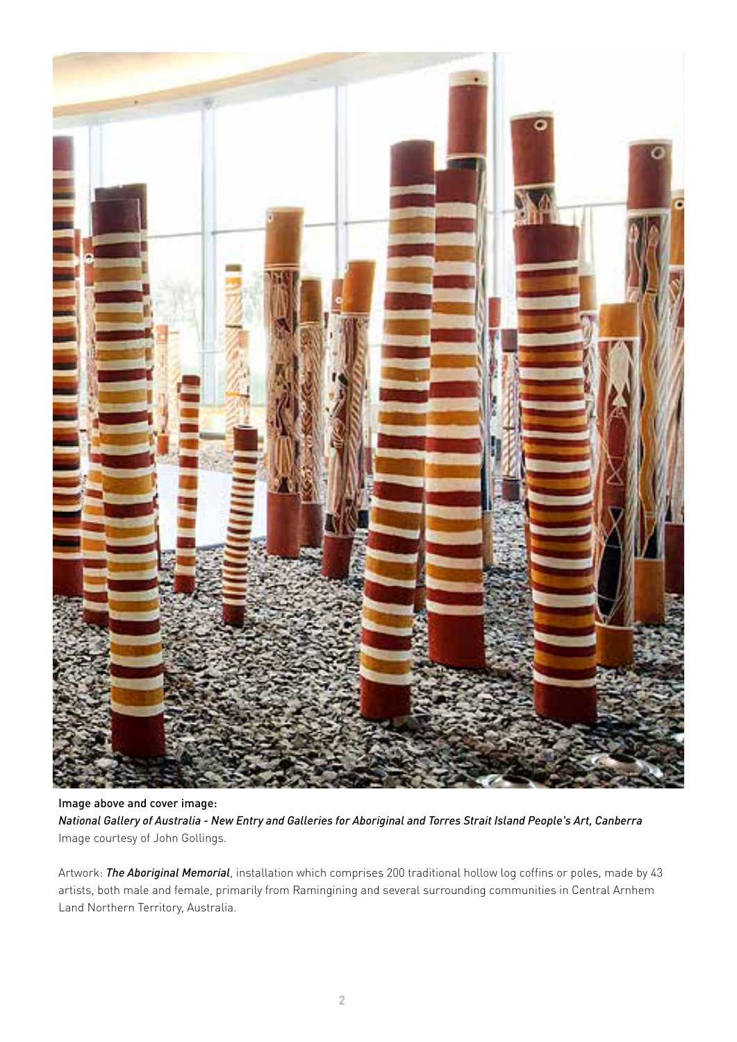**Image above and cover image:**

*National Gallery of Australia - New Entry and Galleries for Aboriginal and Torres Strait Island People's Art, Canberra*
Image courtesy of John Gollings.

Artwork: ***The Aboriginal Memorial***, installation which comprises 200 traditional hollow log coffins or poles, made by 43 artists, both male and female, primarily from Ramingining and several surrounding communities in Central Arnhem Land Northern Territory, Australia.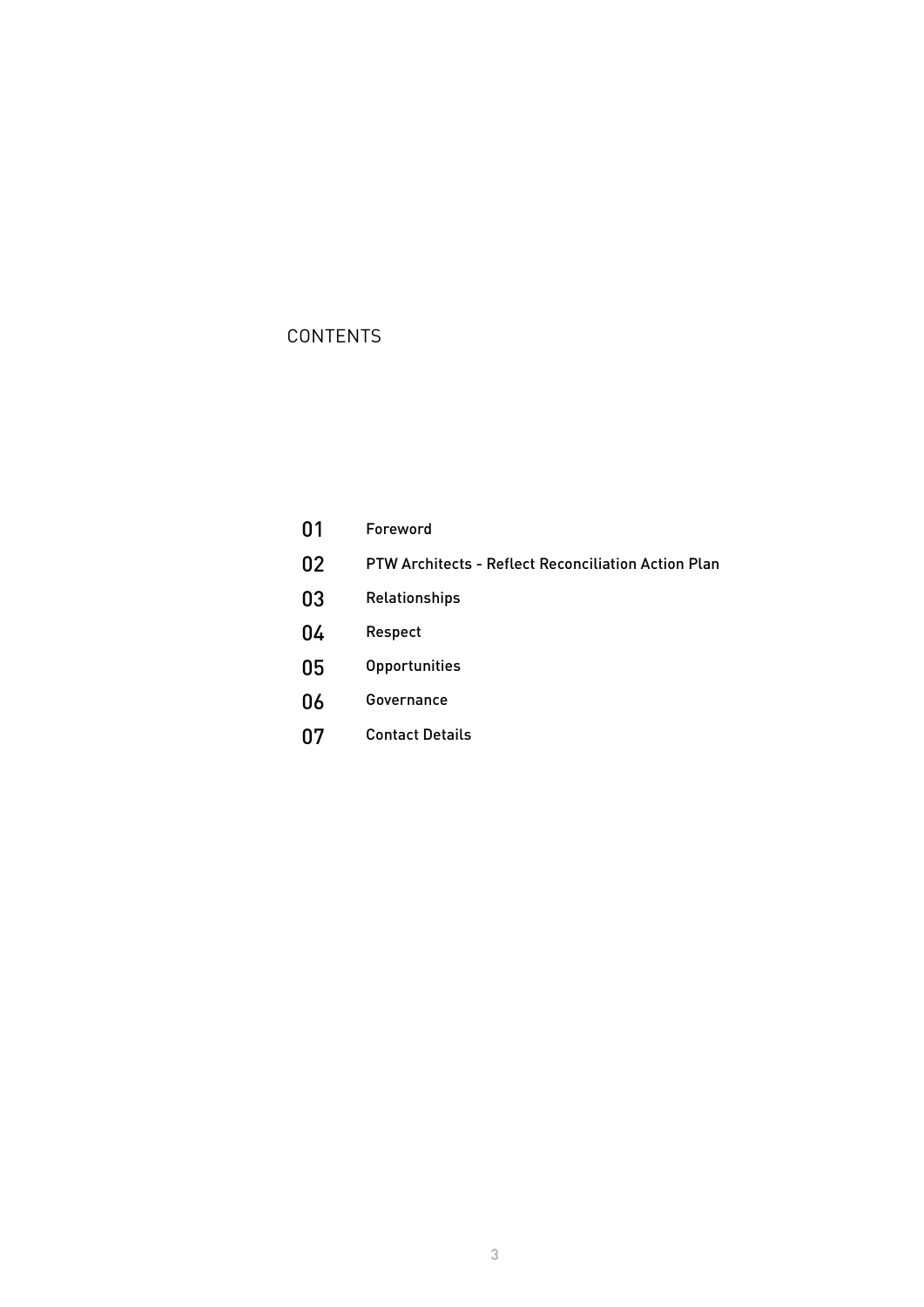# CONTENTS

01 Foreword

02 PTW Architects - Reflect Reconciliation Action Plan

03 Relationships

04 Respect

05 Opportunities

06 Governance

07 Contact Details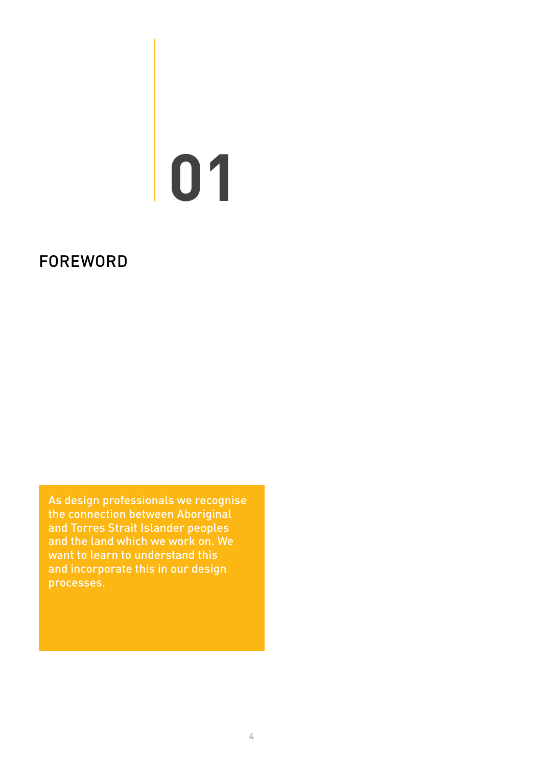# 01

## FOREWORD

As design professionals we recognise the connection between Aboriginal and Torres Strait Islander peoples and the land which we work on. We want to learn to understand this and incorporate this in our design processes.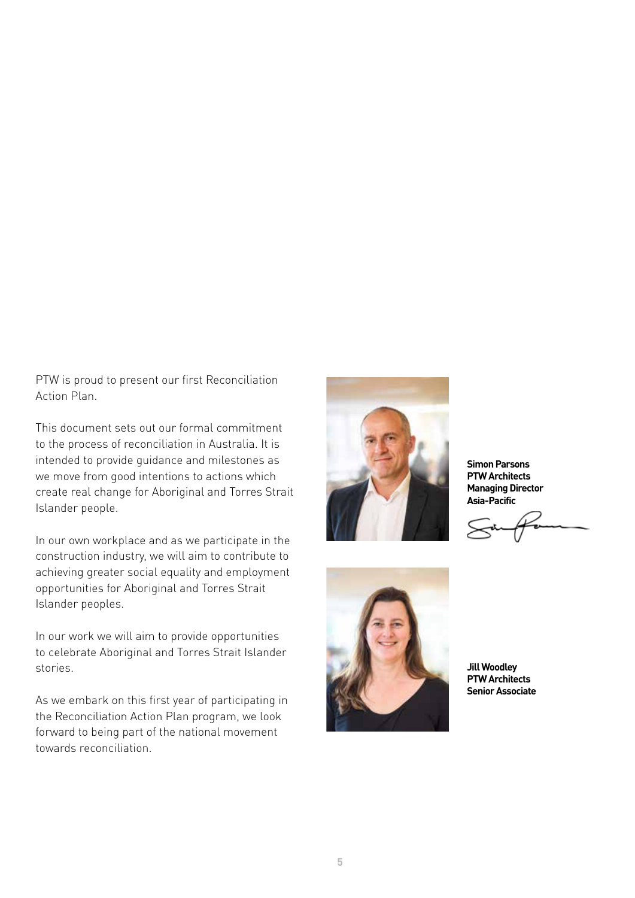PTW is proud to present our first Reconciliation Action Plan.

This document sets out our formal commitment to the process of reconciliation in Australia. It is intended to provide guidance and milestones as we move from good intentions to actions which create real change for Aboriginal and Torres Strait Islander people.

In our own workplace and as we participate in the construction industry, we will aim to contribute to achieving greater social equality and employment opportunities for Aboriginal and Torres Strait Islander peoples.

In our work we will aim to provide opportunities to celebrate Aboriginal and Torres Strait Islander stories.

As we embark on this first year of participating in the Reconciliation Action Plan program, we look forward to being part of the national movement towards reconciliation.

**Simon Parsons**
**PTW Architects**
**Managing Director**
**Asia-Pacific**

**Jill Woodley**
**PTW Architects**
**Senior Associate**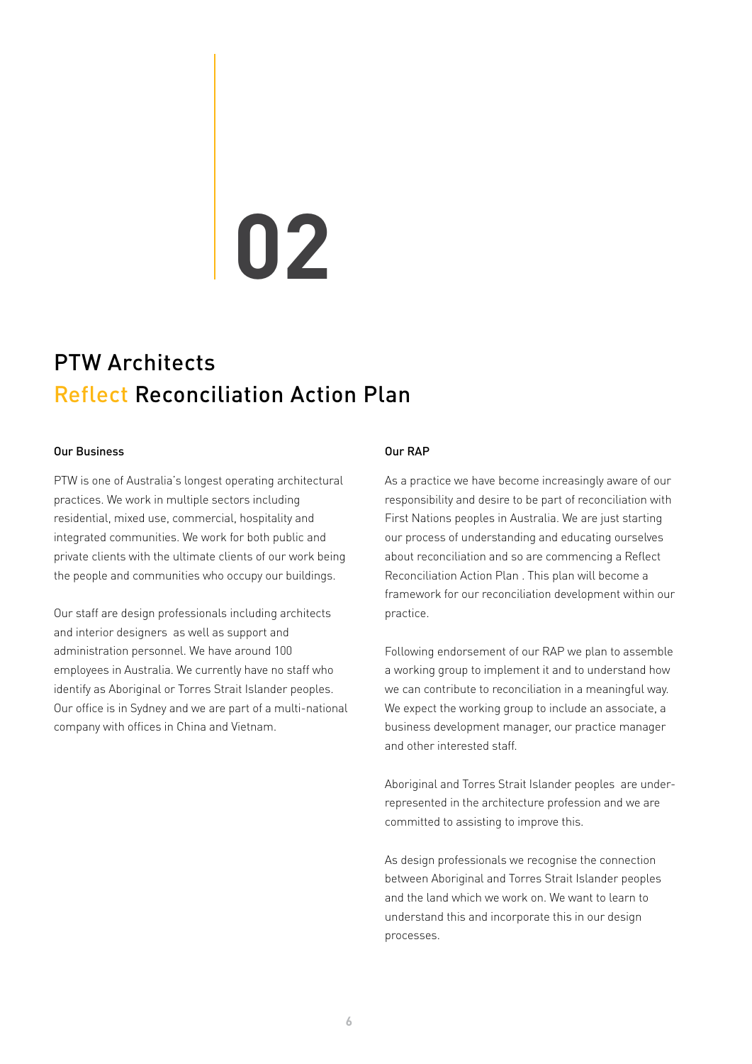# 02

## PTW Architects
## Reflect Reconciliation Action Plan

### Our Business

PTW is one of Australia's longest operating architectural practices. We work in multiple sectors including residential, mixed use, commercial, hospitality and integrated communities. We work for both public and private clients with the ultimate clients of our work being the people and communities who occupy our buildings.

Our staff are design professionals including architects and interior designers as well as support and administration personnel. We have around 100 employees in Australia. We currently have no staff who identify as Aboriginal or Torres Strait Islander peoples. Our office is in Sydney and we are part of a multi-national company with offices in China and Vietnam.

### Our RAP

As a practice we have become increasingly aware of our responsibility and desire to be part of reconciliation with First Nations peoples in Australia. We are just starting our process of understanding and educating ourselves about reconciliation and so are commencing a Reflect Reconciliation Action Plan . This plan will become a framework for our reconciliation development within our practice.

Following endorsement of our RAP we plan to assemble a working group to implement it and to understand how we can contribute to reconciliation in a meaningful way. We expect the working group to include an associate, a business development manager, our practice manager and other interested staff.

Aboriginal and Torres Strait Islander peoples are under-represented in the architecture profession and we are committed to assisting to improve this.

As design professionals we recognise the connection between Aboriginal and Torres Strait Islander peoples and the land which we work on. We want to learn to understand this and incorporate this in our design processes.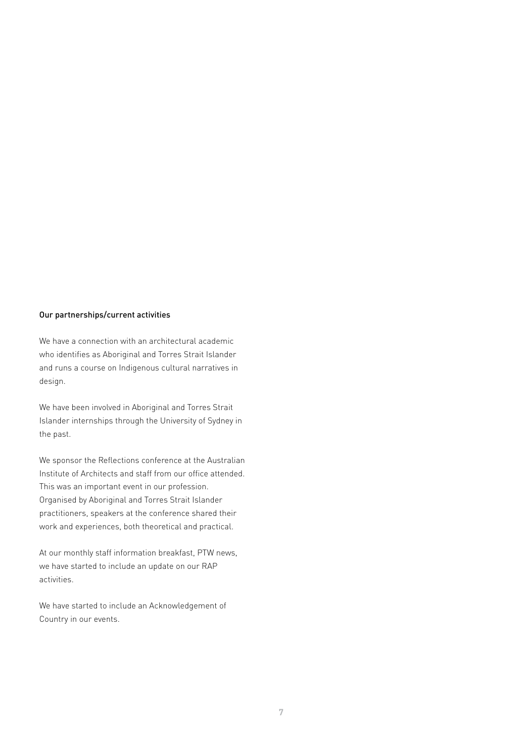## Our partnerships/current activities

We have a connection with an architectural academic who identifies as Aboriginal and Torres Strait Islander and runs a course on Indigenous cultural narratives in design.

We have been involved in Aboriginal and Torres Strait Islander internships through the University of Sydney in the past.

We sponsor the Reflections conference at the Australian Institute of Architects and staff from our office attended. This was an important event in our profession. Organised by Aboriginal and Torres Strait Islander practitioners, speakers at the conference shared their work and experiences, both theoretical and practical.

At our monthly staff information breakfast, PTW news, we have started to include an update on our RAP activities.

We have started to include an Acknowledgement of Country in our events.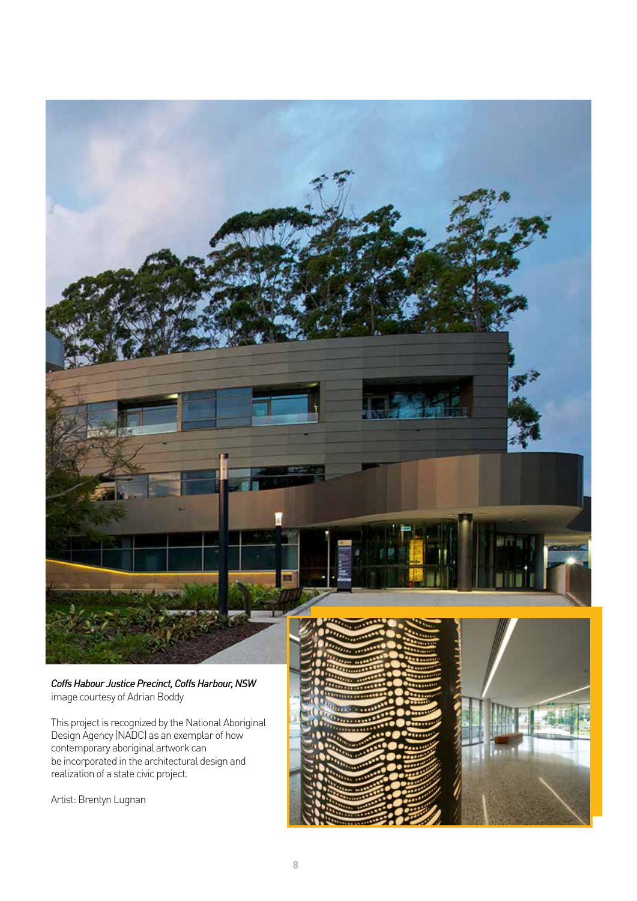*Coffs Habour Justice Precinct, Coffs Harbour, NSW*
image courtesy of Adrian Boddy

This project is recognized by the National Aboriginal Design Agency (NADC) as an exemplar of how contemporary aboriginal artwork can be incorporated in the architectural design and realization of a state civic project.

Artist: Brentyn Lugnan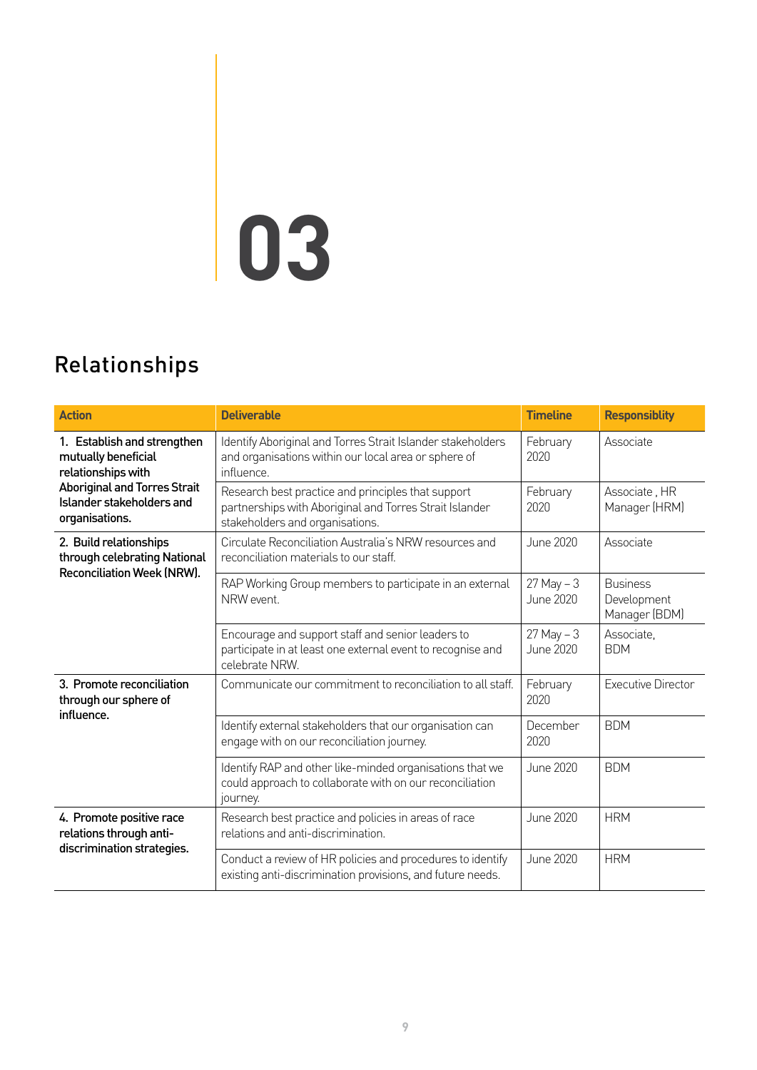# 03

## Relationships

| Action | Deliverable | Timeline | Responsiblity |
|---|---|---|---|
| **1. Establish and strengthen mutually beneficial relationships with Aboriginal and Torres Strait Islander stakeholders and organisations.** | Identify Aboriginal and Torres Strait Islander stakeholders and organisations within our local area or sphere of influence. | February 2020 | Associate |
| | Research best practice and principles that support partnerships with Aboriginal and Torres Strait Islander stakeholders and organisations. | February 2020 | Associate , HR Manager (HRM) |
| **2. Build relationships through celebrating National Reconciliation Week (NRW).** | Circulate Reconciliation Australia's NRW resources and reconciliation materials to our staff. | June 2020 | Associate |
| | RAP Working Group members to participate in an external NRW event. | 27 May – 3 June 2020 | Business Development Manager (BDM) |
| | Encourage and support staff and senior leaders to participate in at least one external event to recognise and celebrate NRW. | 27 May – 3 June 2020 | Associate, BDM |
| **3. Promote reconciliation through our sphere of influence.** | Communicate our commitment to reconciliation to all staff. | February 2020 | Executive Director |
| | Identify external stakeholders that our organisation can engage with on our reconciliation journey. | December 2020 | BDM |
| | Identify RAP and other like-minded organisations that we could approach to collaborate with on our reconciliation journey. | June 2020 | BDM |
| **4. Promote positive race relations through anti-discrimination strategies.** | Research best practice and policies in areas of race relations and anti-discrimination. | June 2020 | HRM |
| | Conduct a review of HR policies and procedures to identify existing anti-discrimination provisions, and future needs. | June 2020 | HRM |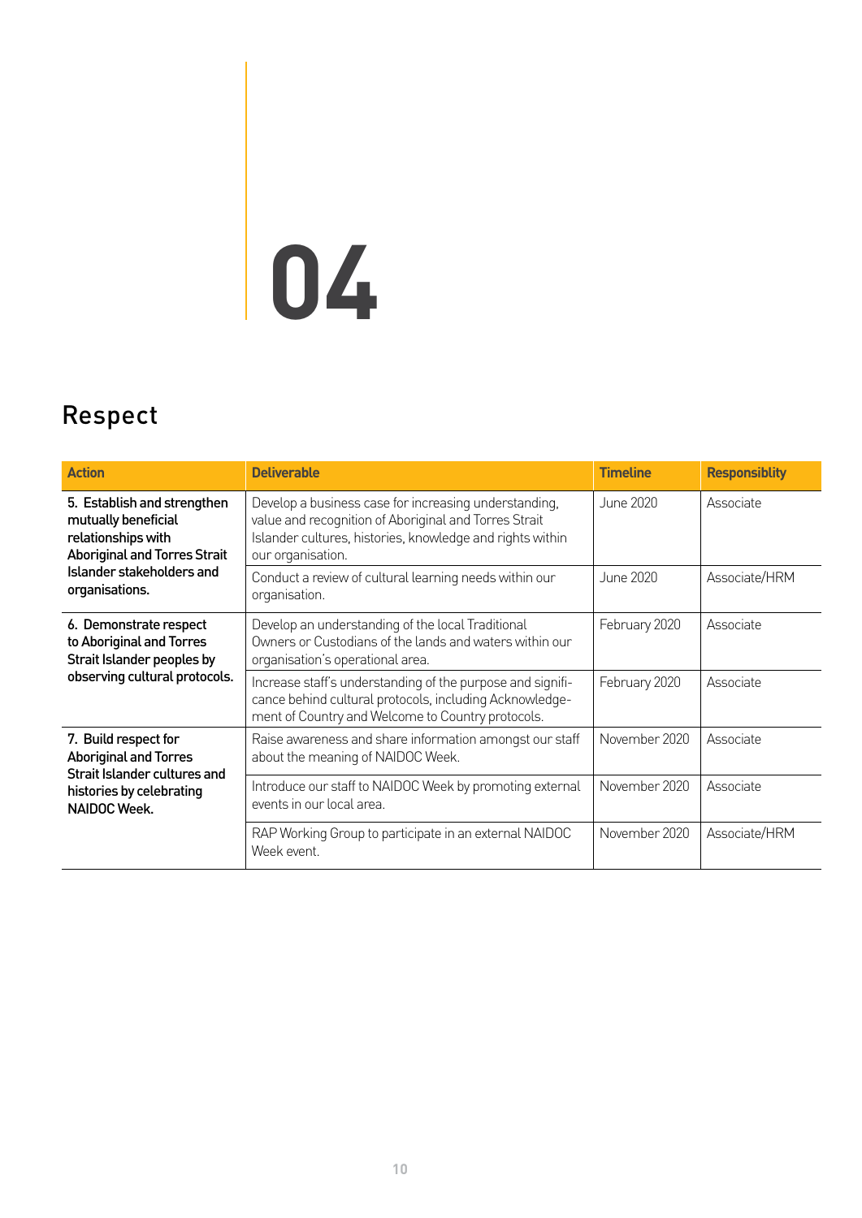# 04

## Respect

| Action | Deliverable | Timeline | Responsiblity |
| --- | --- | --- | --- |
| **5. Establish and strengthen mutually beneficial relationships with Aboriginal and Torres Strait Islander stakeholders and organisations.** | Develop a business case for increasing understanding, value and recognition of Aboriginal and Torres Strait Islander cultures, histories, knowledge and rights within our organisation. | June 2020 | Associate |
| | Conduct a review of cultural learning needs within our organisation. | June 2020 | Associate/HRM |
| **6. Demonstrate respect to Aboriginal and Torres Strait Islander peoples by observing cultural protocols.** | Develop an understanding of the local Traditional Owners or Custodians of the lands and waters within our organisation's operational area. | February 2020 | Associate |
| | Increase staff's understanding of the purpose and significance behind cultural protocols, including Acknowledgement of Country and Welcome to Country protocols. | February 2020 | Associate |
| **7. Build respect for Aboriginal and Torres Strait Islander cultures and histories by celebrating NAIDOC Week.** | Raise awareness and share information amongst our staff about the meaning of NAIDOC Week. | November 2020 | Associate |
| | Introduce our staff to NAIDOC Week by promoting external events in our local area. | November 2020 | Associate |
| | RAP Working Group to participate in an external NAIDOC Week event. | November 2020 | Associate/HRM |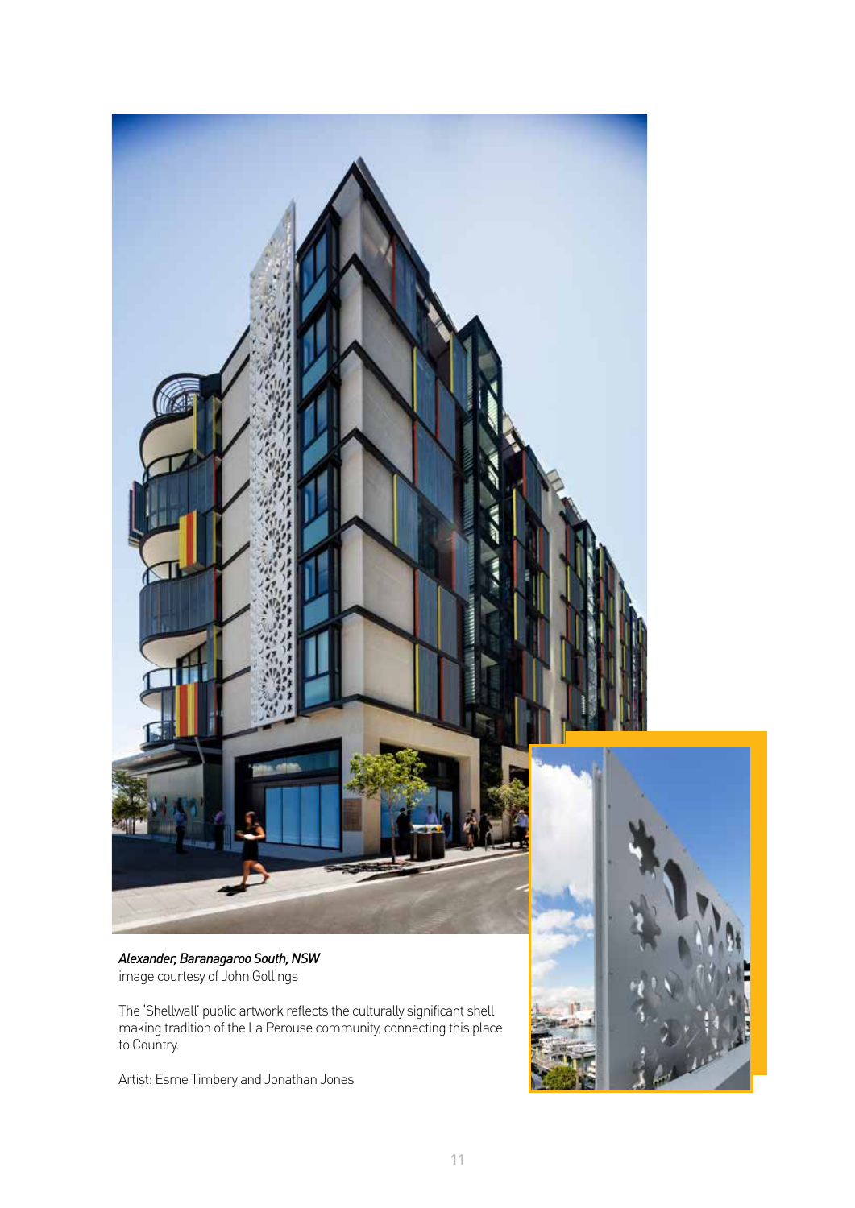*Alexander, Baranagaroo South, NSW*
image courtesy of John Gollings

The 'Shellwall' public artwork reflects the culturally significant shell making tradition of the La Perouse community, connecting this place to Country.

Artist: Esme Timbery and Jonathan Jones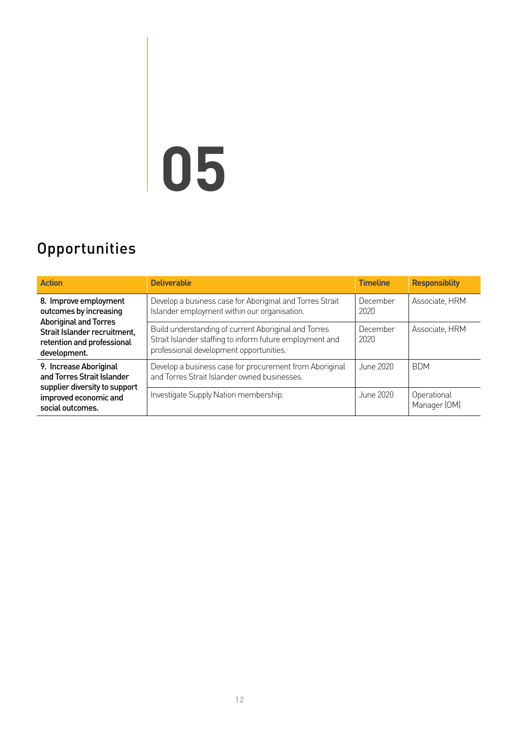# 05

## Opportunities

| Action | Deliverable | Timeline | Responsiblity |
|---|---|---|---|
| **8. Improve employment outcomes by increasing Aboriginal and Torres Strait Islander recruitment, retention and professional development.** | Develop a business case for Aboriginal and Torres Strait Islander employment within our organisation. | December 2020 | Associate, HRM |
| | Build understanding of current Aboriginal and Torres Strait Islander staffing to inform future employment and professional development opportunities. | December 2020 | Associate, HRM |
| **9. Increase Aboriginal and Torres Strait Islander supplier diversity to support improved economic and social outcomes.** | Develop a business case for procurement from Aboriginal and Torres Strait Islander owned businesses. | June 2020 | BDM |
| | Investigate Supply Nation membership. | June 2020 | Operational Manager (OM) |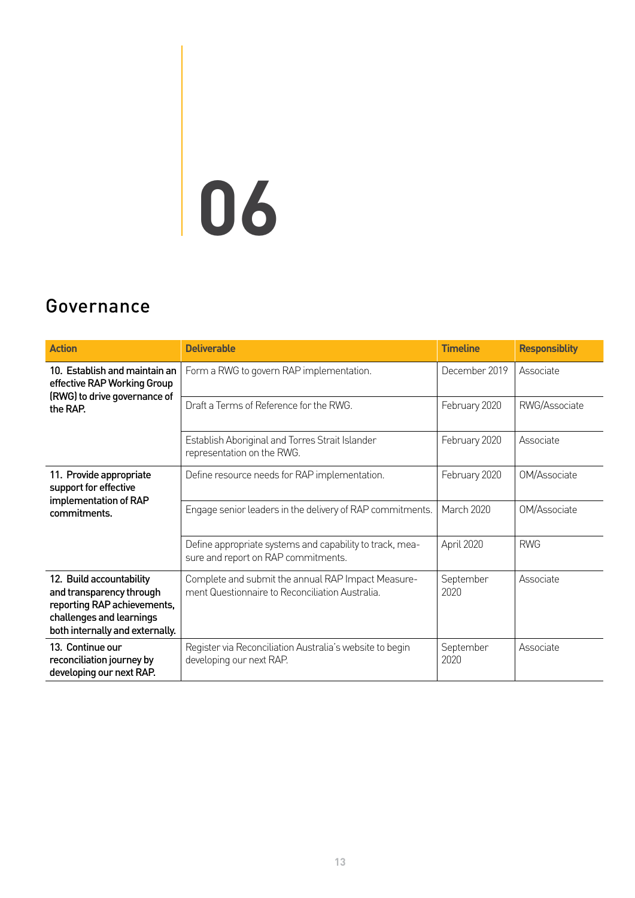# 06

## Governance

| Action | Deliverable | Timeline | Responsiblity |
|---|---|---|---|
| **10. Establish and maintain an effective RAP Working Group (RWG) to drive governance of the RAP.** | Form a RWG to govern RAP implementation. | December 2019 | Associate |
| | Draft a Terms of Reference for the RWG. | February 2020 | RWG/Associate |
| | Establish Aboriginal and Torres Strait Islander representation on the RWG. | February 2020 | Associate |
| **11. Provide appropriate support for effective implementation of RAP commitments.** | Define resource needs for RAP implementation. | February 2020 | OM/Associate |
| | Engage senior leaders in the delivery of RAP commitments. | March 2020 | OM/Associate |
| | Define appropriate systems and capability to track, measure and report on RAP commitments. | April 2020 | RWG |
| **12. Build accountability and transparency through reporting RAP achievements, challenges and learnings both internally and externally.** | Complete and submit the annual RAP Impact Measurement Questionnaire to Reconciliation Australia. | September 2020 | Associate |
| **13. Continue our reconciliation journey by developing our next RAP.** | Register via Reconciliation Australia's website to begin developing our next RAP. | September 2020 | Associate |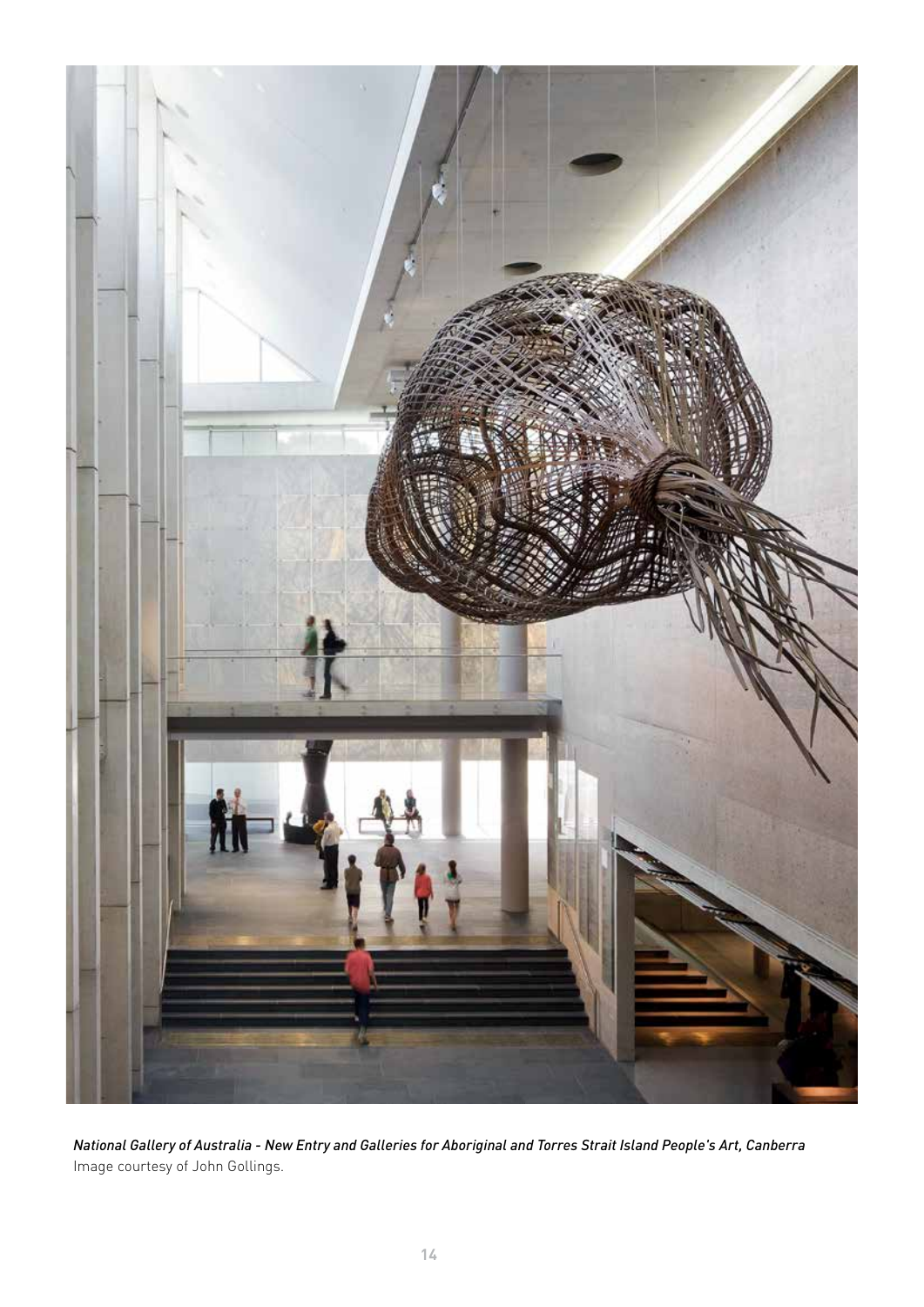*National Gallery of Australia - New Entry and Galleries for Aboriginal and Torres Strait Island People's Art, Canberra*
Image courtesy of John Gollings.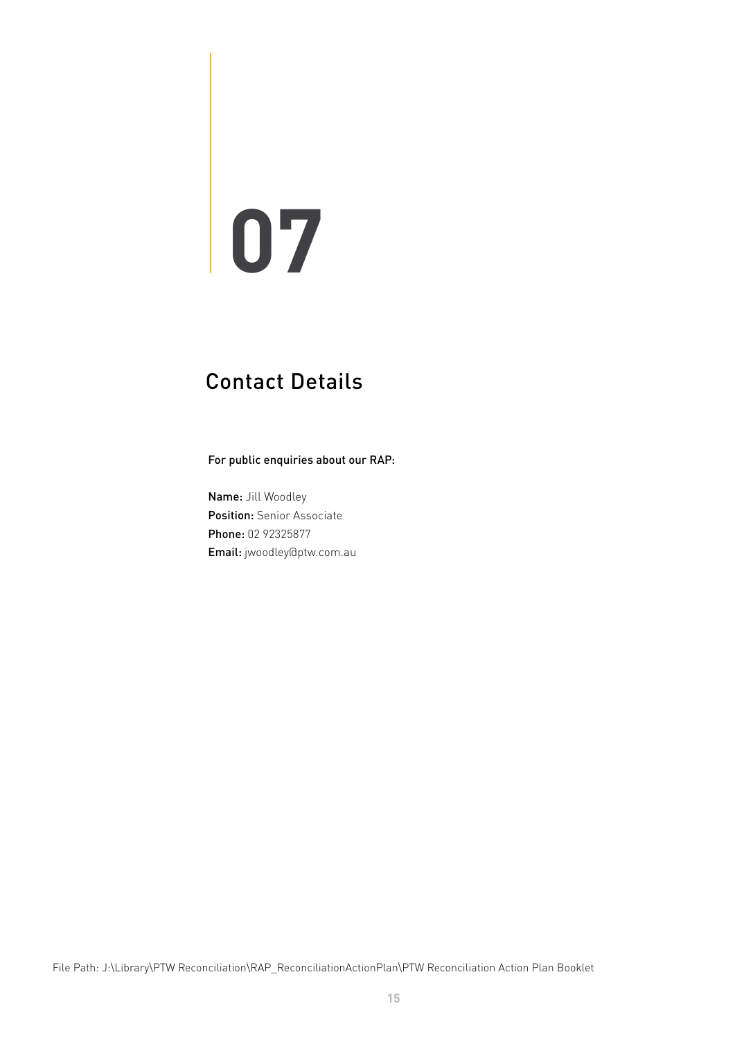# 07

## Contact Details

For public enquiries about our RAP:

**Name:** Jill Woodley
**Position:** Senior Associate
**Phone:** 02 92325877
**Email:** jwoodley@ptw.com.au

File Path: J:\Library\PTW Reconciliation\RAP_ReconciliationActionPlan\PTW Reconciliation Action Plan Booklet